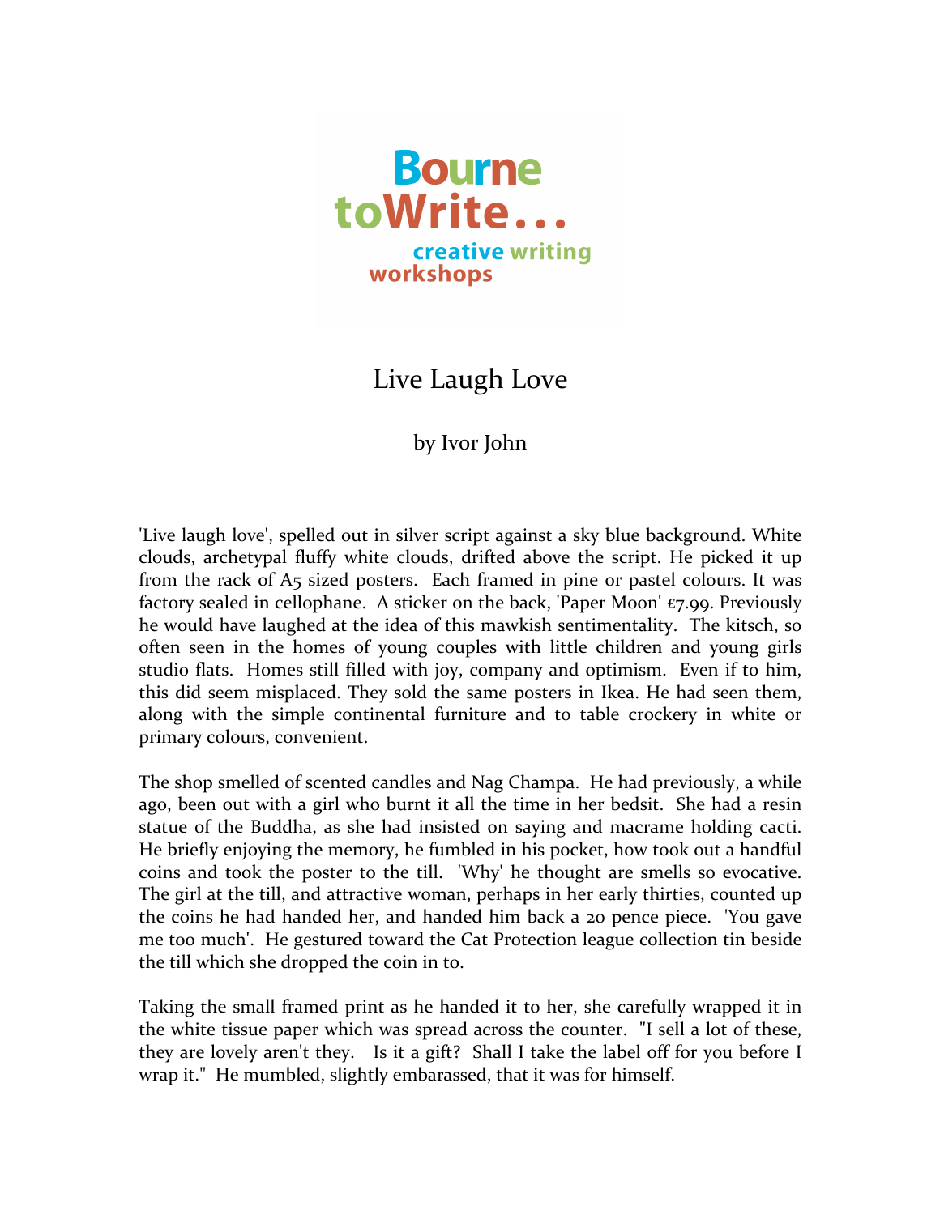Bourne toWrite... creative writing workshops

# Live Laugh Love

by Ivor John

'Live laugh love', spelled out in silver script against a sky blue background. White clouds, archetypal fluffy white clouds, drifted above the script. He picked it up from the rack of A5 sized posters. Each framed in pine or pastel colours. It was factory sealed in cellophane. A sticker on the back, 'Paper Moon' £7.99. Previously he would have laughed at the idea of this mawkish sentimentality. The kitsch, so often seen in the homes of young couples with little children and young girls studio flats. Homes still filled with joy, company and optimism. Even if to him, this did seem misplaced. They sold the same posters in Ikea. He had seen them, along with the simple continental furniture and to table crockery in white or primary colours, convenient.

The shop smelled of scented candles and Nag Champa. He had previously, a while ago, been out with a girl who burnt it all the time in her bedsit. She had a resin statue of the Buddha, as she had insisted on saying and macrame holding cacti. He briefly enjoying the memory, he fumbled in his pocket, how took out a handful coins and took the poster to the till. 'Why' he thought are smells so evocative. The girl at the till, and attractive woman, perhaps in her early thirties, counted up the coins he had handed her, and handed him back a 20 pence piece. 'You gave me too much'. He gestured toward the Cat Protection league collection tin beside the till which she dropped the coin in to.

Taking the small framed print as he handed it to her, she carefully wrapped it in the white tissue paper which was spread across the counter. "I sell a lot of these, they are lovely aren't they. Is it a gift? Shall I take the label off for you before I wrap it." He mumbled, slightly embarassed, that it was for himself.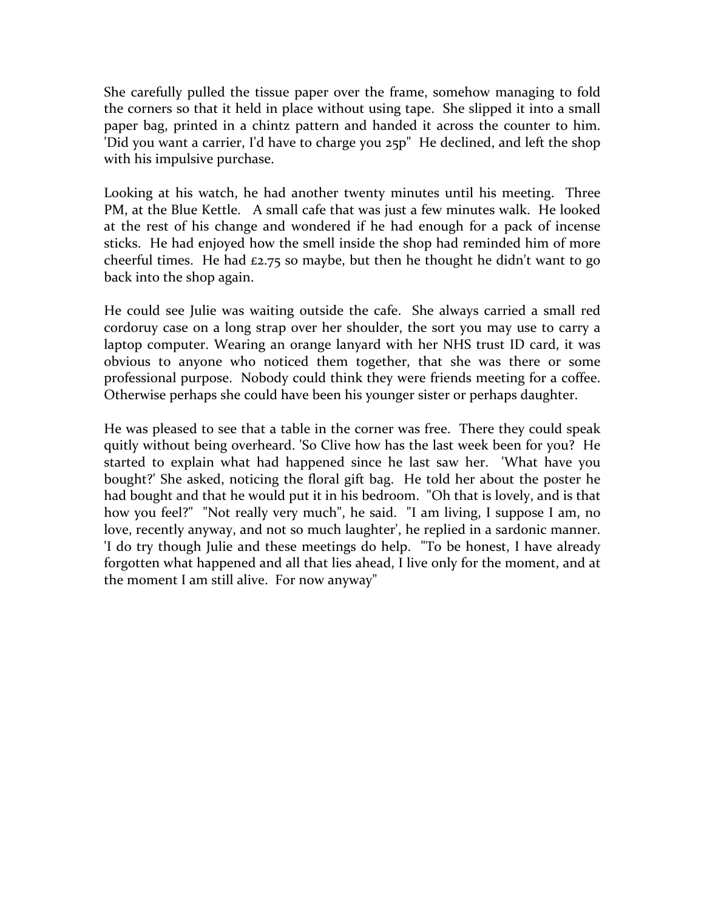She carefully pulled the tissue paper over the frame, somehow managing to fold the corners so that it held in place without using tape. She slipped it into a small paper bag, printed in a chintz pattern and handed it across the counter to him. 'Did you want a carrier, I'd have to charge you 25p" He declined, and left the shop with his impulsive purchase.

Looking at his watch, he had another twenty minutes until his meeting. Three PM, at the Blue Kettle. A small cafe that was just a few minutes walk. He looked at the rest of his change and wondered if he had enough for a pack of incense sticks. He had enjoyed how the smell inside the shop had reminded him of more cheerful times. He had £2.75 so maybe, but then he thought he didn't want to go back into the shop again.

He could see Julie was waiting outside the cafe. She always carried a small red cordoruy case on a long strap over her shoulder, the sort you may use to carry a laptop computer. Wearing an orange lanyard with her NHS trust ID card, it was obvious to anyone who noticed them together, that she was there or some professional purpose. Nobody could think they were friends meeting for a coffee. Otherwise perhaps she could have been his younger sister or perhaps daughter.

He was pleased to see that a table in the corner was free. There they could speak quitly without being overheard. 'So Clive how has the last week been for you? He started to explain what had happened since he last saw her. 'What have you bought?' She asked, noticing the floral gift bag. He told her about the poster he had bought and that he would put it in his bedroom. "Oh that is lovely, and is that how you feel?" "Not really very much", he said. "I am living, I suppose I am, no love, recently anyway, and not so much laughter', he replied in a sardonic manner. 'I do try though Julie and these meetings do help. "To be honest, I have already forgotten what happened and all that lies ahead, I live only for the moment, and at the moment I am still alive. For now anyway"